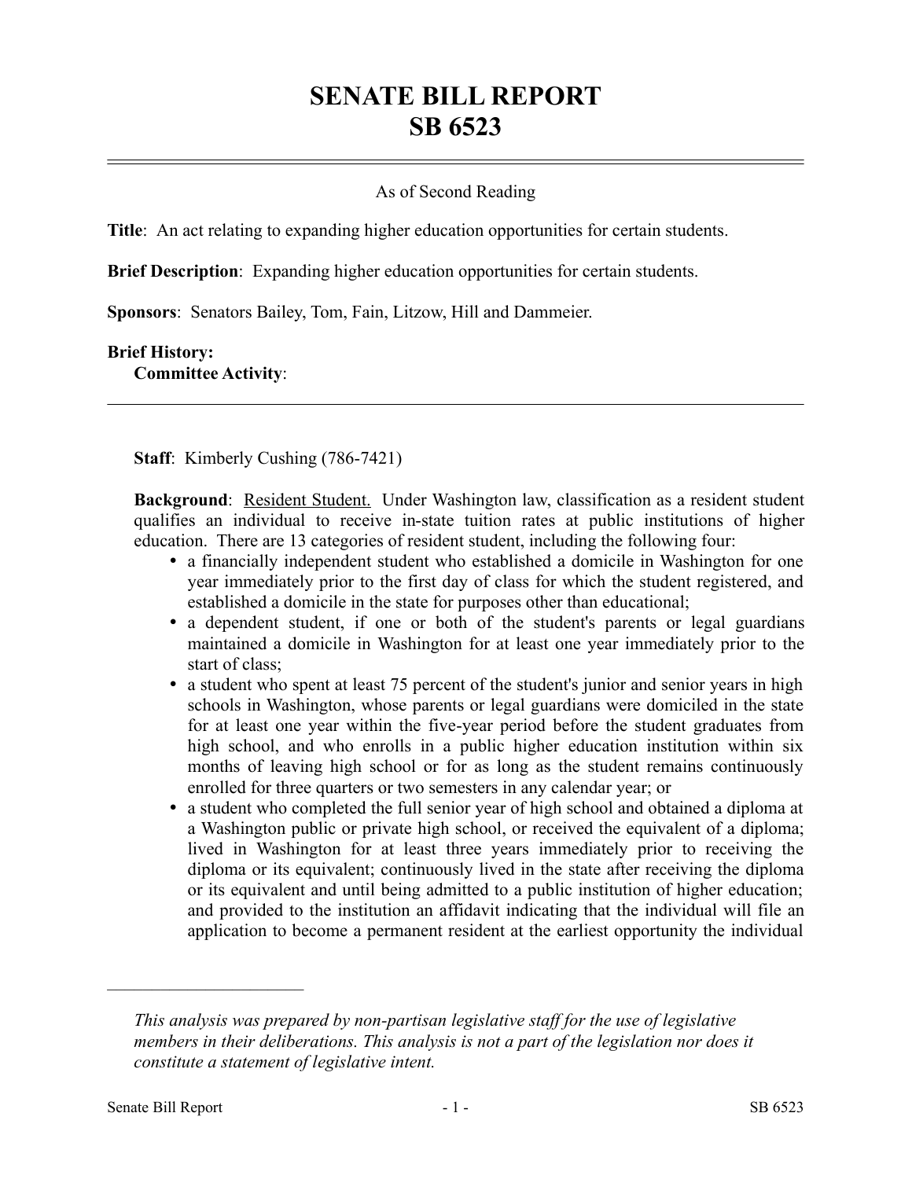# SENATE BILL REPORT
# SB 6523

As of Second Reading

**Title**: An act relating to expanding higher education opportunities for certain students.

**Brief Description**: Expanding higher education opportunities for certain students.

**Sponsors**: Senators Bailey, Tom, Fain, Litzow, Hill and Dammeier.

**Brief History:**
**Committee Activity**:

**Staff**: Kimberly Cushing (786-7421)

**Background**: Resident Student. Under Washington law, classification as a resident student qualifies an individual to receive in-state tuition rates at public institutions of higher education. There are 13 categories of resident student, including the following four:

- a financially independent student who established a domicile in Washington for one year immediately prior to the first day of class for which the student registered, and established a domicile in the state for purposes other than educational;
- a dependent student, if one or both of the student's parents or legal guardians maintained a domicile in Washington for at least one year immediately prior to the start of class;
- a student who spent at least 75 percent of the student's junior and senior years in high schools in Washington, whose parents or legal guardians were domiciled in the state for at least one year within the five-year period before the student graduates from high school, and who enrolls in a public higher education institution within six months of leaving high school or for as long as the student remains continuously enrolled for three quarters or two semesters in any calendar year; or
- a student who completed the full senior year of high school and obtained a diploma at a Washington public or private high school, or received the equivalent of a diploma; lived in Washington for at least three years immediately prior to receiving the diploma or its equivalent; continuously lived in the state after receiving the diploma or its equivalent and until being admitted to a public institution of higher education; and provided to the institution an affidavit indicating that the individual will file an application to become a permanent resident at the earliest opportunity the individual

---

*This analysis was prepared by non-partisan legislative staff for the use of legislative members in their deliberations. This analysis is not a part of the legislation nor does it constitute a statement of legislative intent.*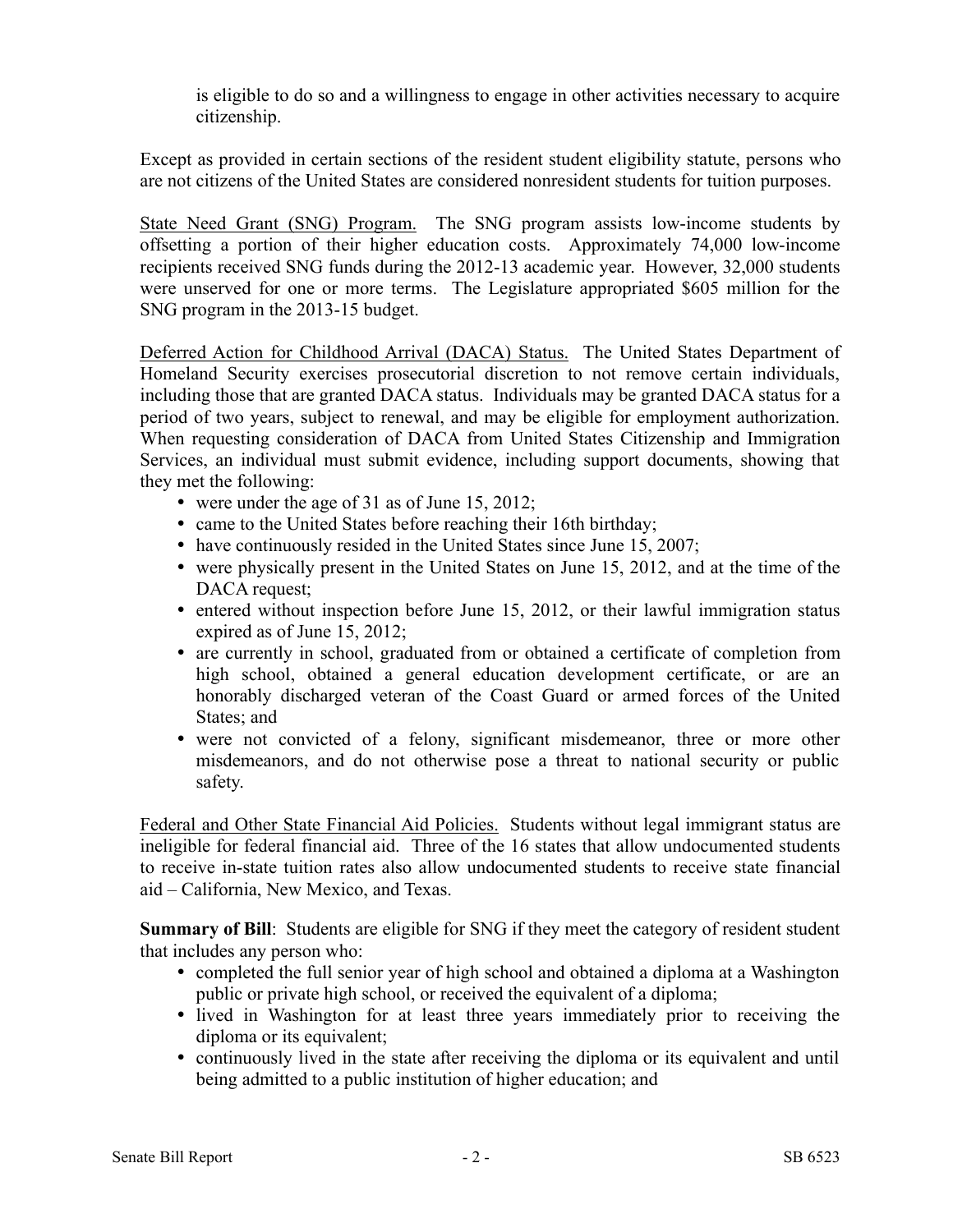is eligible to do so and a willingness to engage in other activities necessary to acquire citizenship.

Except as provided in certain sections of the resident student eligibility statute, persons who are not citizens of the United States are considered nonresident students for tuition purposes.

State Need Grant (SNG) Program. The SNG program assists low-income students by offsetting a portion of their higher education costs. Approximately 74,000 low-income recipients received SNG funds during the 2012-13 academic year. However, 32,000 students were unserved for one or more terms. The Legislature appropriated $605 million for the SNG program in the 2013-15 budget.

Deferred Action for Childhood Arrival (DACA) Status. The United States Department of Homeland Security exercises prosecutorial discretion to not remove certain individuals, including those that are granted DACA status. Individuals may be granted DACA status for a period of two years, subject to renewal, and may be eligible for employment authorization. When requesting consideration of DACA from United States Citizenship and Immigration Services, an individual must submit evidence, including support documents, showing that they met the following:

- were under the age of 31 as of June 15, 2012;
- came to the United States before reaching their 16th birthday;
- have continuously resided in the United States since June 15, 2007;
- were physically present in the United States on June 15, 2012, and at the time of the DACA request;
- entered without inspection before June 15, 2012, or their lawful immigration status expired as of June 15, 2012;
- are currently in school, graduated from or obtained a certificate of completion from high school, obtained a general education development certificate, or are an honorably discharged veteran of the Coast Guard or armed forces of the United States; and
- were not convicted of a felony, significant misdemeanor, three or more other misdemeanors, and do not otherwise pose a threat to national security or public safety.

Federal and Other State Financial Aid Policies. Students without legal immigrant status are ineligible for federal financial aid. Three of the 16 states that allow undocumented students to receive in-state tuition rates also allow undocumented students to receive state financial aid – California, New Mexico, and Texas.

**Summary of Bill**: Students are eligible for SNG if they meet the category of resident student that includes any person who:

- completed the full senior year of high school and obtained a diploma at a Washington public or private high school, or received the equivalent of a diploma;
- lived in Washington for at least three years immediately prior to receiving the diploma or its equivalent;
- continuously lived in the state after receiving the diploma or its equivalent and until being admitted to a public institution of higher education; and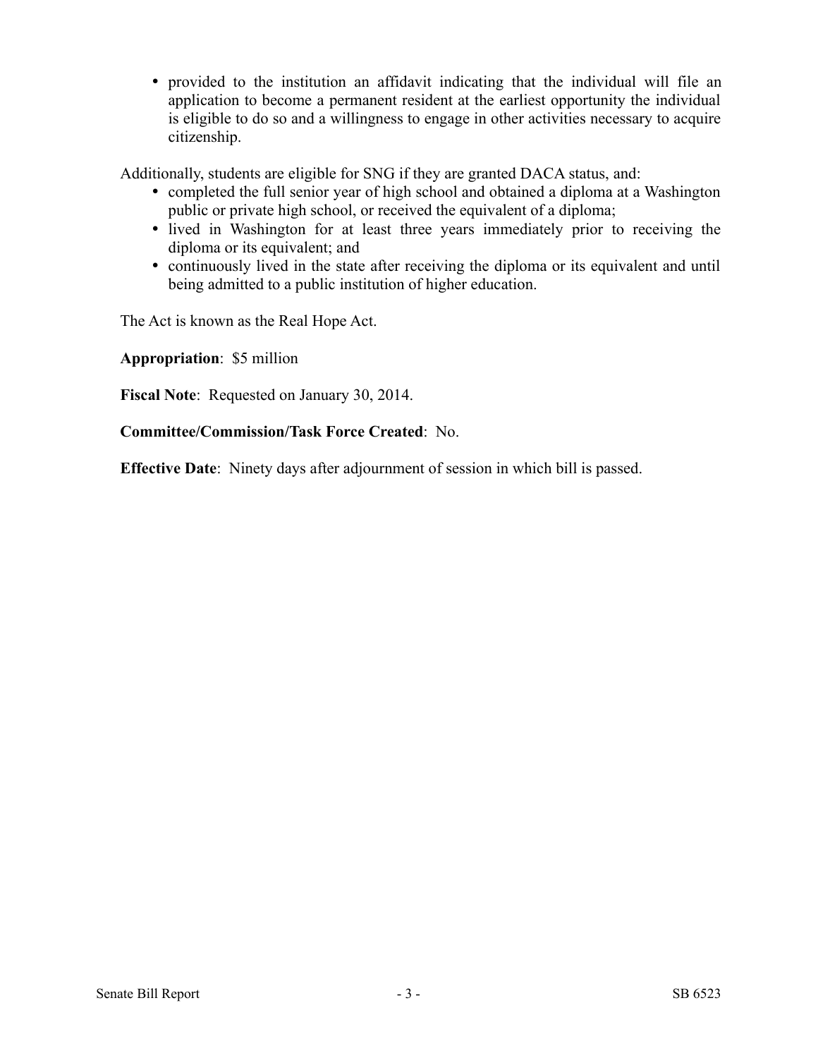- provided to the institution an affidavit indicating that the individual will file an application to become a permanent resident at the earliest opportunity the individual is eligible to do so and a willingness to engage in other activities necessary to acquire citizenship.

Additionally, students are eligible for SNG if they are granted DACA status, and:

- completed the full senior year of high school and obtained a diploma at a Washington public or private high school, or received the equivalent of a diploma;
- lived in Washington for at least three years immediately prior to receiving the diploma or its equivalent; and
- continuously lived in the state after receiving the diploma or its equivalent and until being admitted to a public institution of higher education.

The Act is known as the Real Hope Act.

**Appropriation**: $5 million

**Fiscal Note**: Requested on January 30, 2014.

**Committee/Commission/Task Force Created**: No.

**Effective Date**: Ninety days after adjournment of session in which bill is passed.